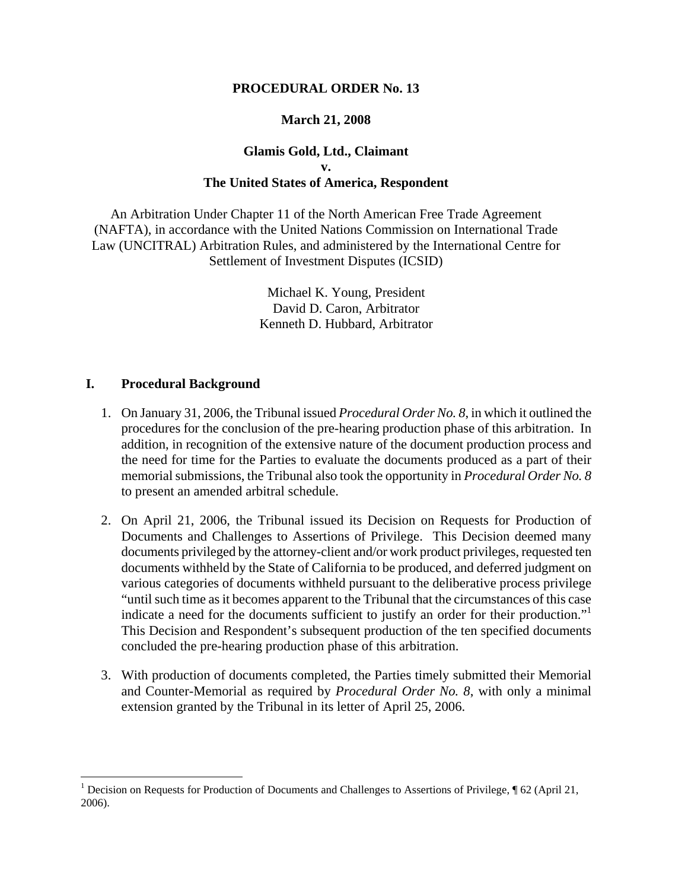**PROCEDURAL ORDER No. 13**

**March 21, 2008**

**Glamis Gold, Ltd., Claimant**
**v.**
**The United States of America, Respondent**

An Arbitration Under Chapter 11 of the North American Free Trade Agreement (NAFTA), in accordance with the United Nations Commission on International Trade Law (UNCITRAL) Arbitration Rules, and administered by the International Centre for Settlement of Investment Disputes (ICSID)

Michael K. Young, President
David D. Caron, Arbitrator
Kenneth D. Hubbard, Arbitrator

## I. Procedural Background

1. On January 31, 2006, the Tribunal issued *Procedural Order No. 8*, in which it outlined the procedures for the conclusion of the pre-hearing production phase of this arbitration. In addition, in recognition of the extensive nature of the document production process and the need for time for the Parties to evaluate the documents produced as a part of their memorial submissions, the Tribunal also took the opportunity in *Procedural Order No. 8* to present an amended arbitral schedule.

2. On April 21, 2006, the Tribunal issued its Decision on Requests for Production of Documents and Challenges to Assertions of Privilege. This Decision deemed many documents privileged by the attorney-client and/or work product privileges, requested ten documents withheld by the State of California to be produced, and deferred judgment on various categories of documents withheld pursuant to the deliberative process privilege "until such time as it becomes apparent to the Tribunal that the circumstances of this case indicate a need for the documents sufficient to justify an order for their production."[1] This Decision and Respondent's subsequent production of the ten specified documents concluded the pre-hearing production phase of this arbitration.

3. With production of documents completed, the Parties timely submitted their Memorial and Counter-Memorial as required by *Procedural Order No. 8*, with only a minimal extension granted by the Tribunal in its letter of April 25, 2006.

---

[1] Decision on Requests for Production of Documents and Challenges to Assertions of Privilege, ¶ 62 (April 21, 2006).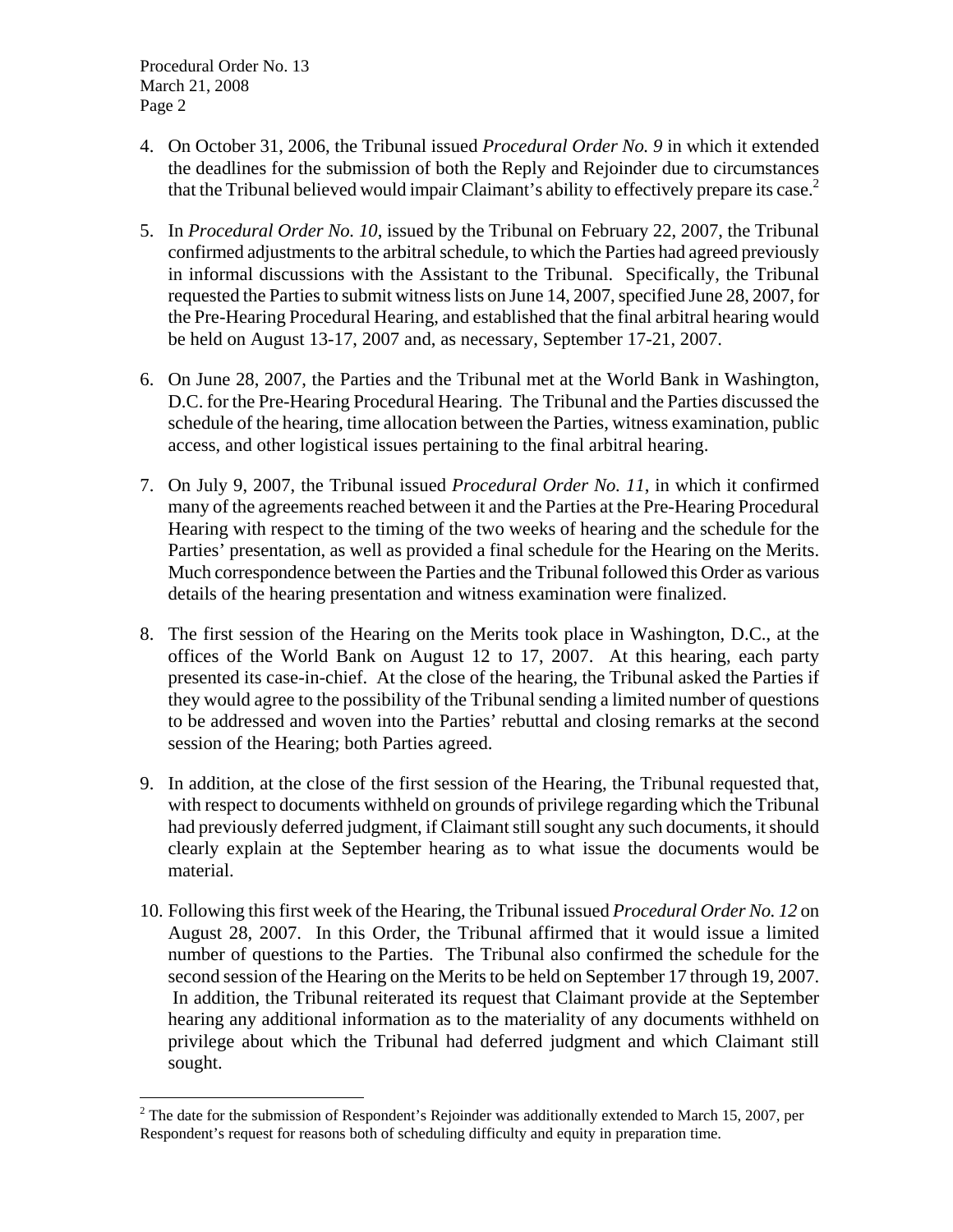4. On October 31, 2006, the Tribunal issued *Procedural Order No. 9* in which it extended the deadlines for the submission of both the Reply and Rejoinder due to circumstances that the Tribunal believed would impair Claimant's ability to effectively prepare its case.[2]

5. In *Procedural Order No. 10*, issued by the Tribunal on February 22, 2007, the Tribunal confirmed adjustments to the arbitral schedule, to which the Parties had agreed previously in informal discussions with the Assistant to the Tribunal. Specifically, the Tribunal requested the Parties to submit witness lists on June 14, 2007, specified June 28, 2007, for the Pre-Hearing Procedural Hearing, and established that the final arbitral hearing would be held on August 13-17, 2007 and, as necessary, September 17-21, 2007.

6. On June 28, 2007, the Parties and the Tribunal met at the World Bank in Washington, D.C. for the Pre-Hearing Procedural Hearing. The Tribunal and the Parties discussed the schedule of the hearing, time allocation between the Parties, witness examination, public access, and other logistical issues pertaining to the final arbitral hearing.

7. On July 9, 2007, the Tribunal issued *Procedural Order No. 11*, in which it confirmed many of the agreements reached between it and the Parties at the Pre-Hearing Procedural Hearing with respect to the timing of the two weeks of hearing and the schedule for the Parties' presentation, as well as provided a final schedule for the Hearing on the Merits. Much correspondence between the Parties and the Tribunal followed this Order as various details of the hearing presentation and witness examination were finalized.

8. The first session of the Hearing on the Merits took place in Washington, D.C., at the offices of the World Bank on August 12 to 17, 2007. At this hearing, each party presented its case-in-chief. At the close of the hearing, the Tribunal asked the Parties if they would agree to the possibility of the Tribunal sending a limited number of questions to be addressed and woven into the Parties' rebuttal and closing remarks at the second session of the Hearing; both Parties agreed.

9. In addition, at the close of the first session of the Hearing, the Tribunal requested that, with respect to documents withheld on grounds of privilege regarding which the Tribunal had previously deferred judgment, if Claimant still sought any such documents, it should clearly explain at the September hearing as to what issue the documents would be material.

10. Following this first week of the Hearing, the Tribunal issued *Procedural Order No. 12* on August 28, 2007. In this Order, the Tribunal affirmed that it would issue a limited number of questions to the Parties. The Tribunal also confirmed the schedule for the second session of the Hearing on the Merits to be held on September 17 through 19, 2007. In addition, the Tribunal reiterated its request that Claimant provide at the September hearing any additional information as to the materiality of any documents withheld on privilege about which the Tribunal had deferred judgment and which Claimant still sought.

[2] The date for the submission of Respondent's Rejoinder was additionally extended to March 15, 2007, per Respondent's request for reasons both of scheduling difficulty and equity in preparation time.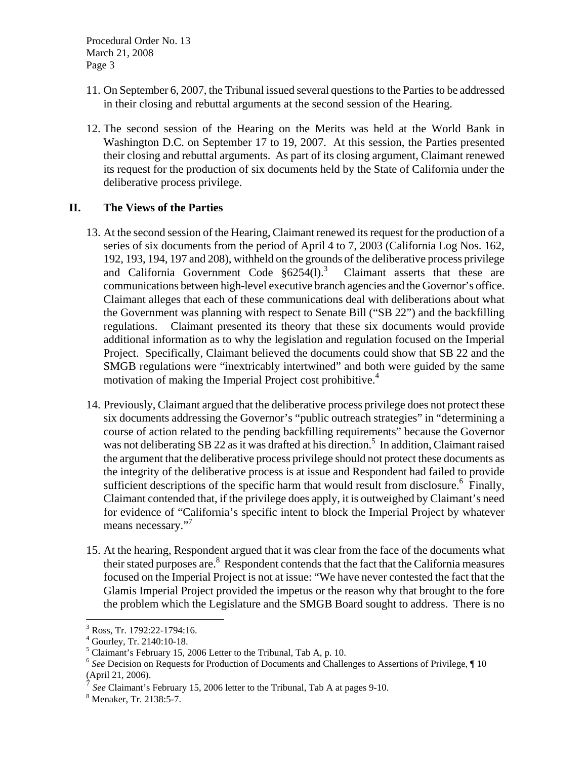11. On September 6, 2007, the Tribunal issued several questions to the Parties to be addressed in their closing and rebuttal arguments at the second session of the Hearing.

12. The second session of the Hearing on the Merits was held at the World Bank in Washington D.C. on September 17 to 19, 2007. At this session, the Parties presented their closing and rebuttal arguments. As part of its closing argument, Claimant renewed its request for the production of six documents held by the State of California under the deliberative process privilege.

## II. The Views of the Parties

13. At the second session of the Hearing, Claimant renewed its request for the production of a series of six documents from the period of April 4 to 7, 2003 (California Log Nos. 162, 192, 193, 194, 197 and 208), withheld on the grounds of the deliberative process privilege and California Government Code §6254(l).[3] Claimant asserts that these are communications between high-level executive branch agencies and the Governor's office. Claimant alleges that each of these communications deal with deliberations about what the Government was planning with respect to Senate Bill ("SB 22") and the backfilling regulations. Claimant presented its theory that these six documents would provide additional information as to why the legislation and regulation focused on the Imperial Project. Specifically, Claimant believed the documents could show that SB 22 and the SMGB regulations were "inextricably intertwined" and both were guided by the same motivation of making the Imperial Project cost prohibitive.[4]

14. Previously, Claimant argued that the deliberative process privilege does not protect these six documents addressing the Governor's "public outreach strategies" in "determining a course of action related to the pending backfilling requirements" because the Governor was not deliberating SB 22 as it was drafted at his direction.[5] In addition, Claimant raised the argument that the deliberative process privilege should not protect these documents as the integrity of the deliberative process is at issue and Respondent had failed to provide sufficient descriptions of the specific harm that would result from disclosure.[6] Finally, Claimant contended that, if the privilege does apply, it is outweighed by Claimant's need for evidence of "California's specific intent to block the Imperial Project by whatever means necessary."[7]

15. At the hearing, Respondent argued that it was clear from the face of the documents what their stated purposes are.[8] Respondent contends that the fact that the California measures focused on the Imperial Project is not at issue: "We have never contested the fact that the Glamis Imperial Project provided the impetus or the reason why that brought to the fore the problem which the Legislature and the SMGB Board sought to address. There is no

---

[3] Ross, Tr. 1792:22-1794:16.

[4] Gourley, Tr. 2140:10-18.

[5] Claimant's February 15, 2006 Letter to the Tribunal, Tab A, p. 10.

[6] *See* Decision on Requests for Production of Documents and Challenges to Assertions of Privilege, ¶ 10 (April 21, 2006).

[7] *See* Claimant's February 15, 2006 letter to the Tribunal, Tab A at pages 9-10.

[8] Menaker, Tr. 2138:5-7.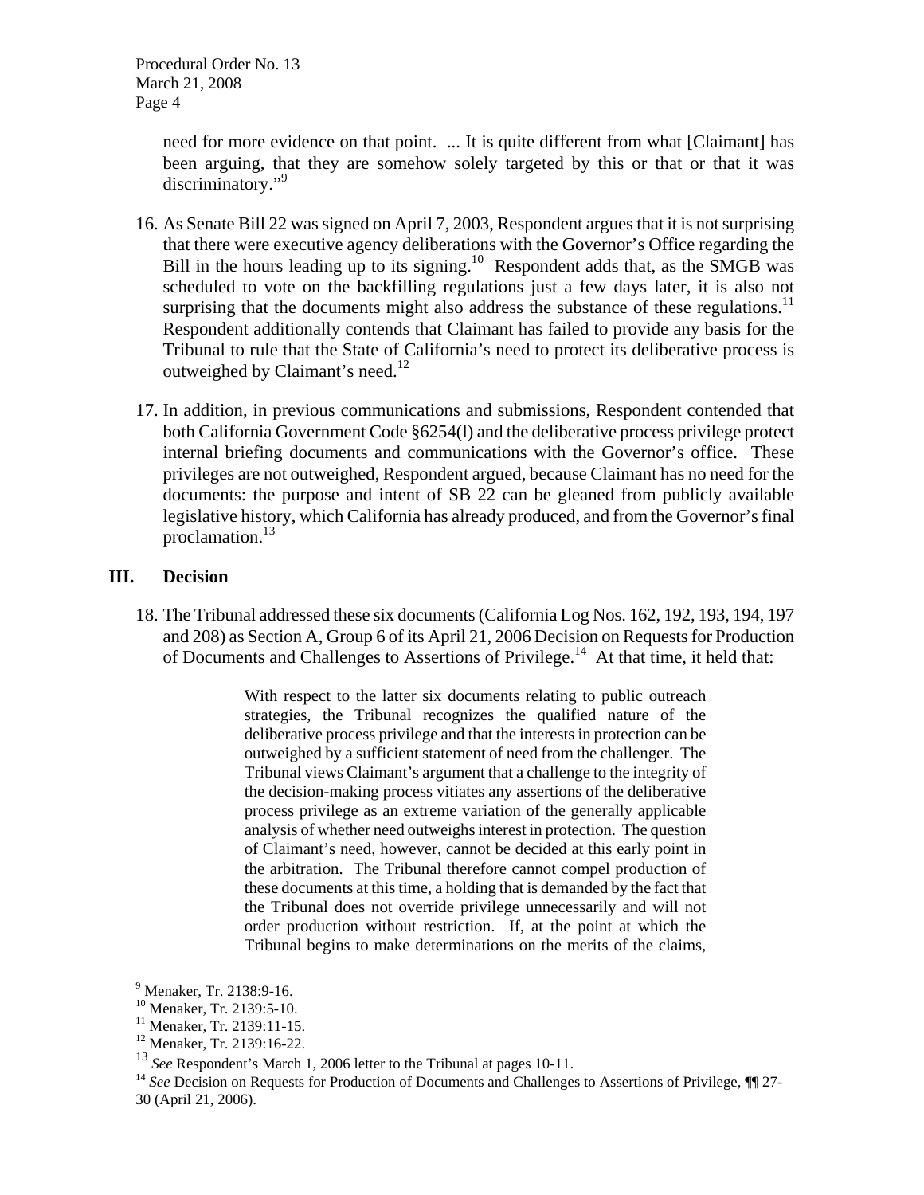need for more evidence on that point. ... It is quite different from what [Claimant] has been arguing, that they are somehow solely targeted by this or that or that it was discriminatory."[9]

16. As Senate Bill 22 was signed on April 7, 2003, Respondent argues that it is not surprising that there were executive agency deliberations with the Governor's Office regarding the Bill in the hours leading up to its signing.[10] Respondent adds that, as the SMGB was scheduled to vote on the backfilling regulations just a few days later, it is also not surprising that the documents might also address the substance of these regulations.[11] Respondent additionally contends that Claimant has failed to provide any basis for the Tribunal to rule that the State of California's need to protect its deliberative process is outweighed by Claimant's need.[12]

17. In addition, in previous communications and submissions, Respondent contended that both California Government Code §6254(l) and the deliberative process privilege protect internal briefing documents and communications with the Governor's office. These privileges are not outweighed, Respondent argued, because Claimant has no need for the documents: the purpose and intent of SB 22 can be gleaned from publicly available legislative history, which California has already produced, and from the Governor's final proclamation.[13]

## III. Decision

18. The Tribunal addressed these six documents (California Log Nos. 162, 192, 193, 194, 197 and 208) as Section A, Group 6 of its April 21, 2006 Decision on Requests for Production of Documents and Challenges to Assertions of Privilege.[14] At that time, it held that:

> With respect to the latter six documents relating to public outreach strategies, the Tribunal recognizes the qualified nature of the deliberative process privilege and that the interests in protection can be outweighed by a sufficient statement of need from the challenger. The Tribunal views Claimant's argument that a challenge to the integrity of the decision-making process vitiates any assertions of the deliberative process privilege as an extreme variation of the generally applicable analysis of whether need outweighs interest in protection. The question of Claimant's need, however, cannot be decided at this early point in the arbitration. The Tribunal therefore cannot compel production of these documents at this time, a holding that is demanded by the fact that the Tribunal does not override privilege unnecessarily and will not order production without restriction. If, at the point at which the Tribunal begins to make determinations on the merits of the claims,

---

[9] Menaker, Tr. 2138:9-16.

[10] Menaker, Tr. 2139:5-10.

[11] Menaker, Tr. 2139:11-15.

[12] Menaker, Tr. 2139:16-22.

[13] *See* Respondent's March 1, 2006 letter to the Tribunal at pages 10-11.

[14] *See* Decision on Requests for Production of Documents and Challenges to Assertions of Privilege, ¶¶ 27-30 (April 21, 2006).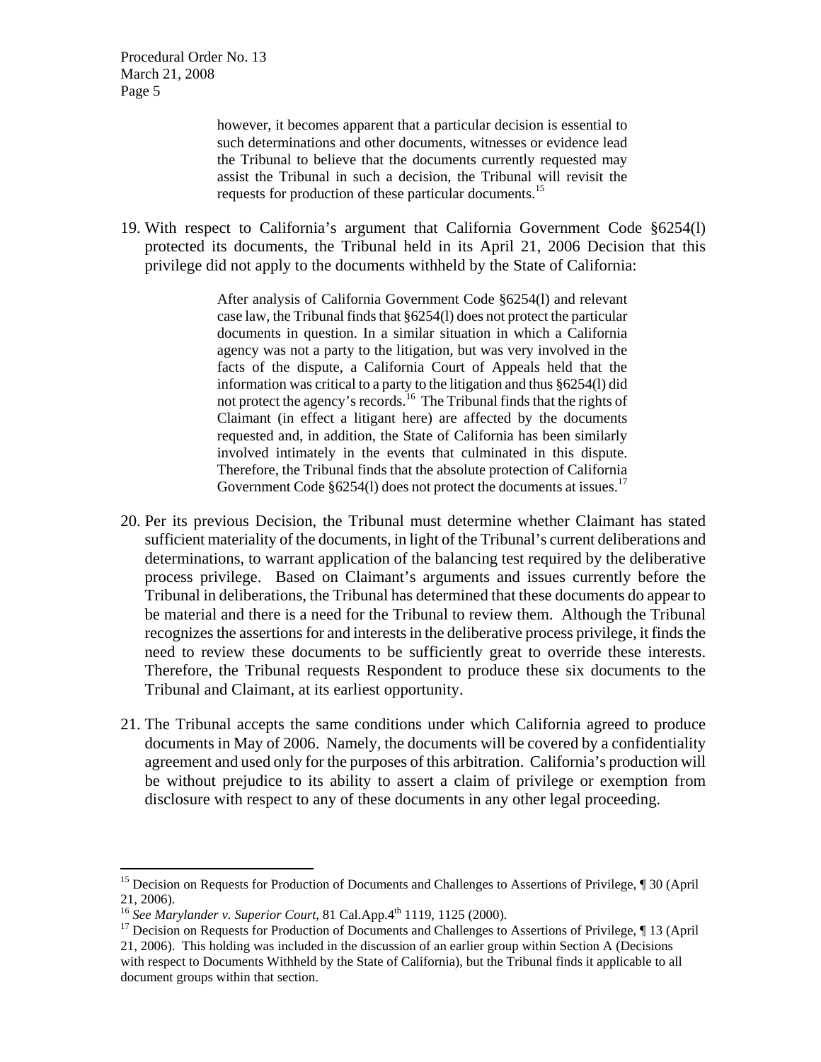> however, it becomes apparent that a particular decision is essential to such determinations and other documents, witnesses or evidence lead the Tribunal to believe that the documents currently requested may assist the Tribunal in such a decision, the Tribunal will revisit the requests for production of these particular documents.[15]

19. With respect to California's argument that California Government Code §6254(l) protected its documents, the Tribunal held in its April 21, 2006 Decision that this privilege did not apply to the documents withheld by the State of California:

> After analysis of California Government Code §6254(l) and relevant case law, the Tribunal finds that §6254(l) does not protect the particular documents in question. In a similar situation in which a California agency was not a party to the litigation, but was very involved in the facts of the dispute, a California Court of Appeals held that the information was critical to a party to the litigation and thus §6254(l) did not protect the agency's records.[16] The Tribunal finds that the rights of Claimant (in effect a litigant here) are affected by the documents requested and, in addition, the State of California has been similarly involved intimately in the events that culminated in this dispute. Therefore, the Tribunal finds that the absolute protection of California Government Code §6254(l) does not protect the documents at issues.[17]

20. Per its previous Decision, the Tribunal must determine whether Claimant has stated sufficient materiality of the documents, in light of the Tribunal's current deliberations and determinations, to warrant application of the balancing test required by the deliberative process privilege. Based on Claimant's arguments and issues currently before the Tribunal in deliberations, the Tribunal has determined that these documents do appear to be material and there is a need for the Tribunal to review them. Although the Tribunal recognizes the assertions for and interests in the deliberative process privilege, it finds the need to review these documents to be sufficiently great to override these interests. Therefore, the Tribunal requests Respondent to produce these six documents to the Tribunal and Claimant, at its earliest opportunity.

21. The Tribunal accepts the same conditions under which California agreed to produce documents in May of 2006. Namely, the documents will be covered by a confidentiality agreement and used only for the purposes of this arbitration. California's production will be without prejudice to its ability to assert a claim of privilege or exemption from disclosure with respect to any of these documents in any other legal proceeding.

---

[15] Decision on Requests for Production of Documents and Challenges to Assertions of Privilege, ¶ 30 (April 21, 2006).

[16] *See Marylander v. Superior Court*, 81 Cal.App.4th 1119, 1125 (2000).

[17] Decision on Requests for Production of Documents and Challenges to Assertions of Privilege, ¶ 13 (April 21, 2006). This holding was included in the discussion of an earlier group within Section A (Decisions with respect to Documents Withheld by the State of California), but the Tribunal finds it applicable to all document groups within that section.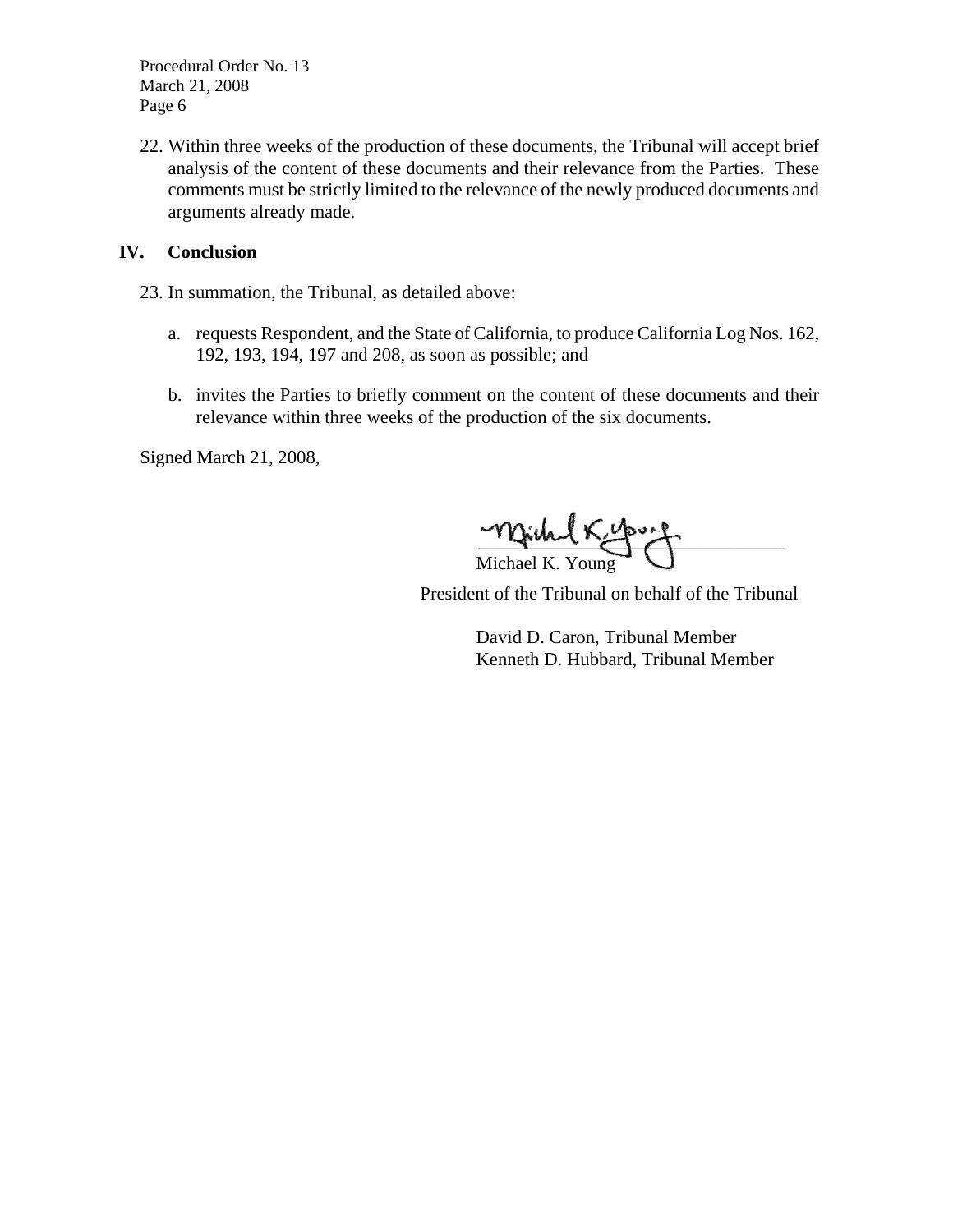22. Within three weeks of the production of these documents, the Tribunal will accept brief analysis of the content of these documents and their relevance from the Parties. These comments must be strictly limited to the relevance of the newly produced documents and arguments already made.

## IV. Conclusion

23. In summation, the Tribunal, as detailed above:

   a. requests Respondent, and the State of California, to produce California Log Nos. 162, 192, 193, 194, 197 and 208, as soon as possible; and

   b. invites the Parties to briefly comment on the content of these documents and their relevance within three weeks of the production of the six documents.

Signed March 21, 2008,

Michael K. Young

President of the Tribunal on behalf of the Tribunal

David D. Caron, Tribunal Member
Kenneth D. Hubbard, Tribunal Member